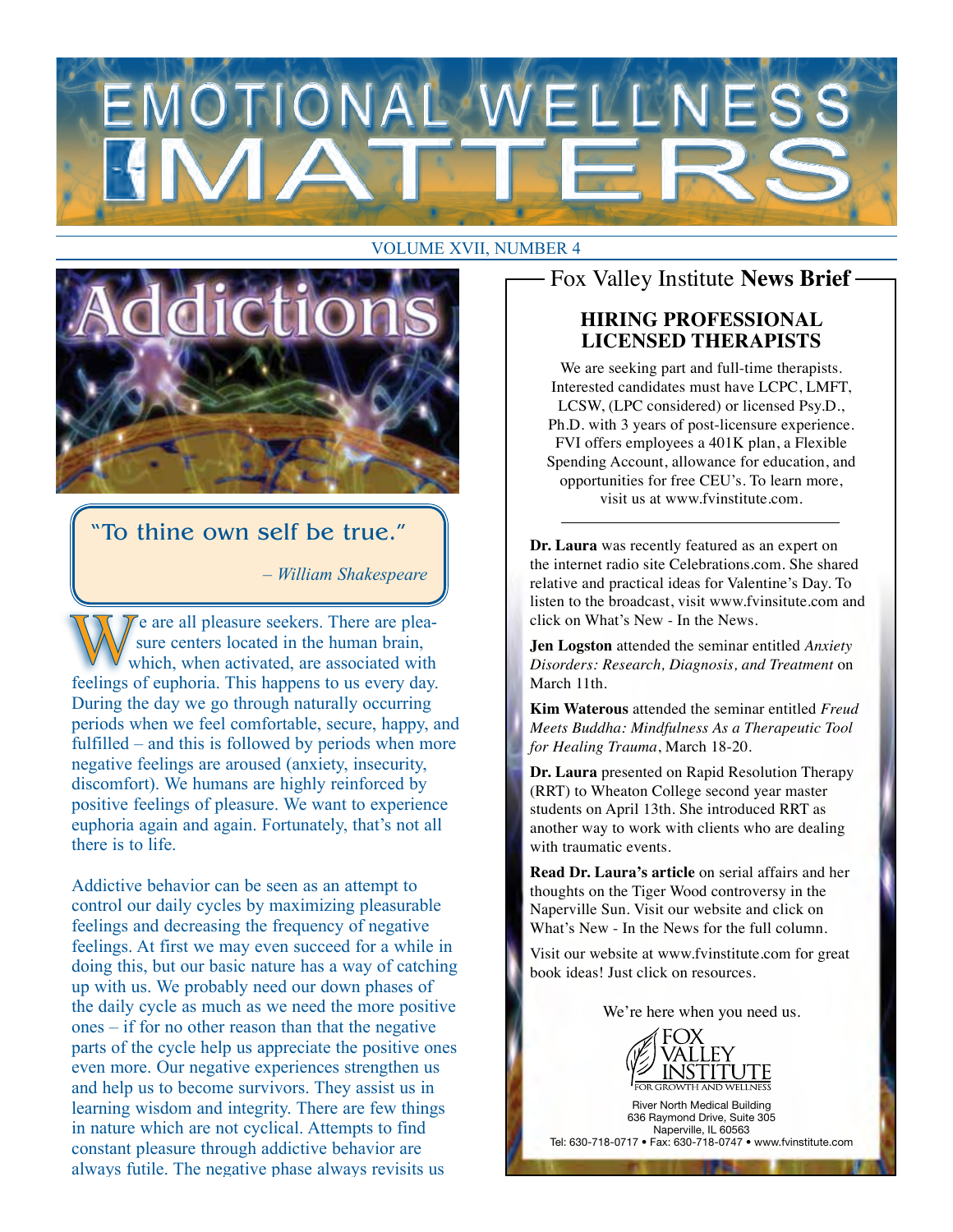# EMOTIONAL WELLNESS MATTERS

VOLUME XVII, NUMBER 4

## Addictions

> "To thine own self be true."
>
> *– William Shakespeare*

We are all pleasure seekers. There are pleasure centers located in the human brain, which, when activated, are associated with feelings of euphoria. This happens to us every day. During the day we go through naturally occurring periods when we feel comfortable, secure, happy, and fulfilled – and this is followed by periods when more negative feelings are aroused (anxiety, insecurity, discomfort). We humans are highly reinforced by positive feelings of pleasure. We want to experience euphoria again and again. Fortunately, that's not all there is to life.

Addictive behavior can be seen as an attempt to control our daily cycles by maximizing pleasurable feelings and decreasing the frequency of negative feelings. At first we may even succeed for a while in doing this, but our basic nature has a way of catching up with us. We probably need our down phases of the daily cycle as much as we need the more positive ones – if for no other reason than that the negative parts of the cycle help us appreciate the positive ones even more. Our negative experiences strengthen us and help us to become survivors. They assist us in learning wisdom and integrity. There are few things in nature which are not cyclical. Attempts to find constant pleasure through addictive behavior are always futile. The negative phase always revisits us

## Fox Valley Institute **News Brief**

### HIRING PROFESSIONAL LICENSED THERAPISTS

We are seeking part and full-time therapists. Interested candidates must have LCPC, LMFT, LCSW, (LPC considered) or licensed Psy.D., Ph.D. with 3 years of post-licensure experience. FVI offers employees a 401K plan, a Flexible Spending Account, allowance for education, and opportunities for free CEU's. To learn more, visit us at www.fvinstitute.com.

---

**Dr. Laura** was recently featured as an expert on the internet radio site Celebrations.com. She shared relative and practical ideas for Valentine's Day. To listen to the broadcast, visit www.fvinsitute.com and click on What's New - In the News.

**Jen Logston** attended the seminar entitled *Anxiety Disorders: Research, Diagnosis, and Treatment* on March 11th.

**Kim Waterous** attended the seminar entitled *Freud Meets Buddha: Mindfulness As a Therapeutic Tool for Healing Trauma*, March 18-20.

**Dr. Laura** presented on Rapid Resolution Therapy (RRT) to Wheaton College second year master students on April 13th. She introduced RRT as another way to work with clients who are dealing with traumatic events.

**Read Dr. Laura's article** on serial affairs and her thoughts on the Tiger Wood controversy in the Naperville Sun. Visit our website and click on What's New - In the News for the full column.

Visit our website at www.fvinstitute.com for great book ideas! Just click on resources.

We're here when you need us.

FOX VALLEY INSTITUTE
FOR GROWTH AND WELLNESS

River North Medical Building
636 Raymond Drive, Suite 305
Naperville, IL 60563
Tel: 630-718-0717 • Fax: 630-718-0747 • www.fvinstitute.com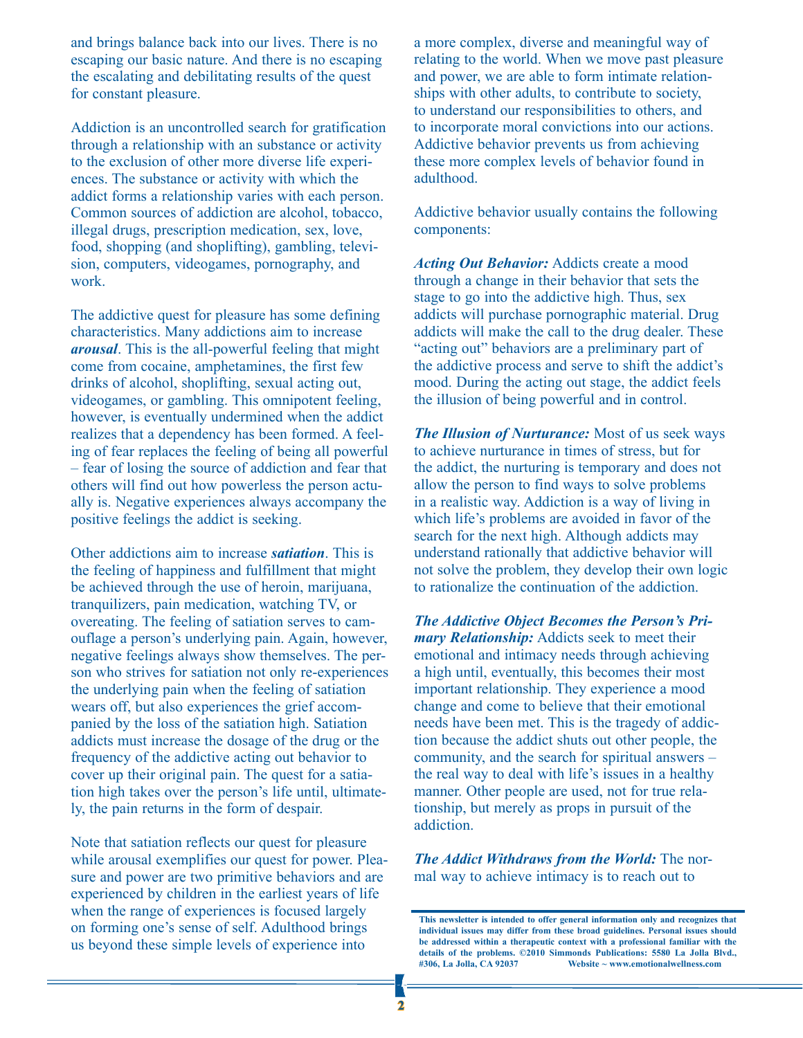and brings balance back into our lives. There is no escaping our basic nature. And there is no escaping the escalating and debilitating results of the quest for constant pleasure.

Addiction is an uncontrolled search for gratification through a relationship with an substance or activity to the exclusion of other more diverse life experiences. The substance or activity with which the addict forms a relationship varies with each person. Common sources of addiction are alcohol, tobacco, illegal drugs, prescription medication, sex, love, food, shopping (and shoplifting), gambling, television, computers, videogames, pornography, and work.

The addictive quest for pleasure has some defining characteristics. Many addictions aim to increase ***arousal***. This is the all-powerful feeling that might come from cocaine, amphetamines, the first few drinks of alcohol, shoplifting, sexual acting out, videogames, or gambling. This omnipotent feeling, however, is eventually undermined when the addict realizes that a dependency has been formed. A feeling of fear replaces the feeling of being all powerful – fear of losing the source of addiction and fear that others will find out how powerless the person actually is. Negative experiences always accompany the positive feelings the addict is seeking.

Other addictions aim to increase ***satiation***. This is the feeling of happiness and fulfillment that might be achieved through the use of heroin, marijuana, tranquilizers, pain medication, watching TV, or overeating. The feeling of satiation serves to camouflage a person's underlying pain. Again, however, negative feelings always show themselves. The person who strives for satiation not only re-experiences the underlying pain when the feeling of satiation wears off, but also experiences the grief accompanied by the loss of the satiation high. Satiation addicts must increase the dosage of the drug or the frequency of the addictive acting out behavior to cover up their original pain. The quest for a satiation high takes over the person's life until, ultimately, the pain returns in the form of despair.

Note that satiation reflects our quest for pleasure while arousal exemplifies our quest for power. Pleasure and power are two primitive behaviors and are experienced by children in the earliest years of life when the range of experiences is focused largely on forming one's sense of self. Adulthood brings us beyond these simple levels of experience into a more complex, diverse and meaningful way of relating to the world. When we move past pleasure and power, we are able to form intimate relationships with other adults, to contribute to society, to understand our responsibilities to others, and to incorporate moral convictions into our actions. Addictive behavior prevents us from achieving these more complex levels of behavior found in adulthood.

Addictive behavior usually contains the following components:

***Acting Out Behavior:*** Addicts create a mood through a change in their behavior that sets the stage to go into the addictive high. Thus, sex addicts will purchase pornographic material. Drug addicts will make the call to the drug dealer. These "acting out" behaviors are a preliminary part of the addictive process and serve to shift the addict's mood. During the acting out stage, the addict feels the illusion of being powerful and in control.

***The Illusion of Nurturance:*** Most of us seek ways to achieve nurturance in times of stress, but for the addict, the nurturing is temporary and does not allow the person to find ways to solve problems in a realistic way. Addiction is a way of living in which life's problems are avoided in favor of the search for the next high. Although addicts may understand rationally that addictive behavior will not solve the problem, they develop their own logic to rationalize the continuation of the addiction.

***The Addictive Object Becomes the Person's Primary Relationship:*** Addicts seek to meet their emotional and intimacy needs through achieving a high until, eventually, this becomes their most important relationship. They experience a mood change and come to believe that their emotional needs have been met. This is the tragedy of addiction because the addict shuts out other people, the community, and the search for spiritual answers – the real way to deal with life's issues in a healthy manner. Other people are used, not for true relationship, but merely as props in pursuit of the addiction.

***The Addict Withdraws from the World:*** The normal way to achieve intimacy is to reach out to

**This newsletter is intended to offer general information only and recognizes that individual issues may differ from these broad guidelines. Personal issues should be addressed within a therapeutic context with a professional familiar with the details of the problems. ©2010 Simmonds Publications: 5580 La Jolla Blvd., #306, La Jolla, CA 92037 Website ~ www.emotionalwellness.com**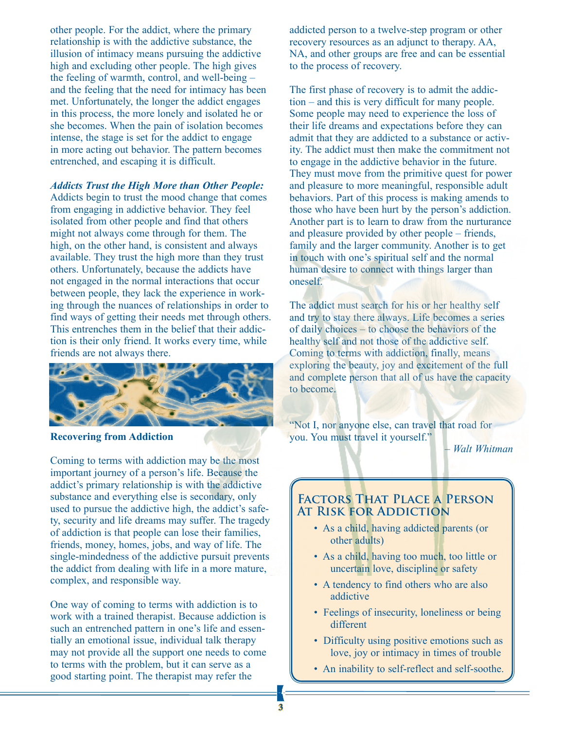other people. For the addict, where the primary relationship is with the addictive substance, the illusion of intimacy means pursuing the addictive high and excluding other people. The high gives the feeling of warmth, control, and well-being – and the feeling that the need for intimacy has been met. Unfortunately, the longer the addict engages in this process, the more lonely and isolated he or she becomes. When the pain of isolation becomes intense, the stage is set for the addict to engage in more acting out behavior. The pattern becomes entrenched, and escaping it is difficult.

***Addicts Trust the High More than Other People:*** Addicts begin to trust the mood change that comes from engaging in addictive behavior. They feel isolated from other people and find that others might not always come through for them. The high, on the other hand, is consistent and always available. They trust the high more than they trust others. Unfortunately, because the addicts have not engaged in the normal interactions that occur between people, they lack the experience in working through the nuances of relationships in order to find ways of getting their needs met through others. This entrenches them in the belief that their addiction is their only friend. It works every time, while friends are not always there.

## Recovering from Addiction

Coming to terms with addiction may be the most important journey of a person's life. Because the addict's primary relationship is with the addictive substance and everything else is secondary, only used to pursue the addictive high, the addict's safety, security and life dreams may suffer. The tragedy of addiction is that people can lose their families, friends, money, homes, jobs, and way of life. The single-mindedness of the addictive pursuit prevents the addict from dealing with life in a more mature, complex, and responsible way.

One way of coming to terms with addiction is to work with a trained therapist. Because addiction is such an entrenched pattern in one's life and essentially an emotional issue, individual talk therapy may not provide all the support one needs to come to terms with the problem, but it can serve as a good starting point. The therapist may refer the addicted person to a twelve-step program or other recovery resources as an adjunct to therapy. AA, NA, and other groups are free and can be essential to the process of recovery.

The first phase of recovery is to admit the addiction – and this is very difficult for many people. Some people may need to experience the loss of their life dreams and expectations before they can admit that they are addicted to a substance or activity. The addict must then make the commitment not to engage in the addictive behavior in the future. They must move from the primitive quest for power and pleasure to more meaningful, responsible adult behaviors. Part of this process is making amends to those who have been hurt by the person's addiction. Another part is to learn to draw from the nurturance and pleasure provided by other people – friends, family and the larger community. Another is to get in touch with one's spiritual self and the normal human desire to connect with things larger than oneself.

The addict must search for his or her healthy self and try to stay there always. Life becomes a series of daily choices – to choose the behaviors of the healthy self and not those of the addictive self. Coming to terms with addiction, finally, means exploring the beauty, joy and excitement of the full and complete person that all of us have the capacity to become.

"Not I, nor anyone else, can travel that road for you. You must travel it yourself."

*– Walt Whitman*

## Factors That Place a Person At Risk for Addiction

- As a child, having addicted parents (or other adults)
- As a child, having too much, too little or uncertain love, discipline or safety
- A tendency to find others who are also addictive
- Feelings of insecurity, loneliness or being different
- Difficulty using positive emotions such as love, joy or intimacy in times of trouble
- An inability to self-reflect and self-soothe.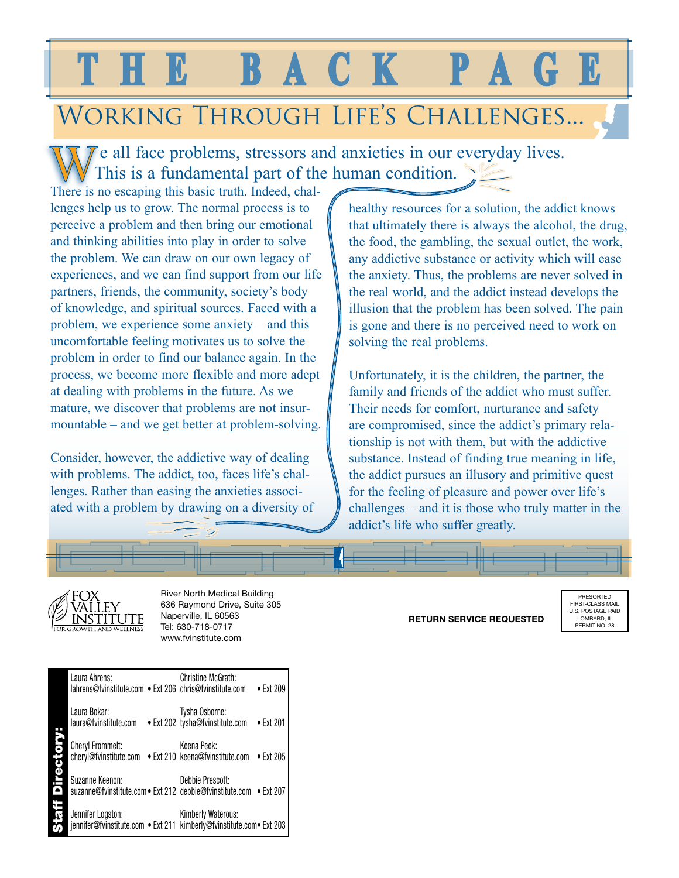# THE BACK PAGE

## Working Through Life's Challenges...

We all face problems, stressors and anxieties in our everyday lives. This is a fundamental part of the human condition.

There is no escaping this basic truth. Indeed, challenges help us to grow. The normal process is to perceive a problem and then bring our emotional and thinking abilities into play in order to solve the problem. We can draw on our own legacy of experiences, and we can find support from our life partners, friends, the community, society's body of knowledge, and spiritual sources. Faced with a problem, we experience some anxiety – and this uncomfortable feeling motivates us to solve the problem in order to find our balance again. In the process, we become more flexible and more adept at dealing with problems in the future. As we mature, we discover that problems are not insurmountable – and we get better at problem-solving.

Consider, however, the addictive way of dealing with problems. The addict, too, faces life's challenges. Rather than easing the anxieties associated with a problem by drawing on a diversity of healthy resources for a solution, the addict knows that ultimately there is always the alcohol, the drug, the food, the gambling, the sexual outlet, the work, any addictive substance or activity which will ease the anxiety. Thus, the problems are never solved in the real world, and the addict instead develops the illusion that the problem has been solved. The pain is gone and there is no perceived need to work on solving the real problems.

Unfortunately, it is the children, the partner, the family and friends of the addict who must suffer. Their needs for comfort, nurturance and safety are compromised, since the addict's primary relationship is not with them, but with the addictive substance. Instead of finding true meaning in life, the addict pursues an illusory and primitive quest for the feeling of pleasure and power over life's challenges – and it is those who truly matter in the addict's life who suffer greatly.

---

FOX VALLEY INSTITUTE
FOR GROWTH AND WELLNESS

River North Medical Building
636 Raymond Drive, Suite 305
Naperville, IL 60563
Tel: 630-718-0717
www.fvinstitute.com

**RETURN SERVICE REQUESTED**

PRESORTED
FIRST-CLASS MAIL
U.S. POSTAGE PAID
LOMBARD, IL
PERMIT NO. 28

**Staff Directory:**

| | | | |
|---|---|---|---|
| Laura Ahrens: lahrens@fvinstitute.com | • Ext 206 | Christine McGrath: chris@fvinstitute.com | • Ext 209 |
| Laura Bokar: laura@fvinstitute.com | • Ext 202 | Tysha Osborne: tysha@fvinstitute.com | • Ext 201 |
| Cheryl Frommelt: cheryl@fvinstitute.com | • Ext 210 | Keena Peek: keena@fvinstitute.com | • Ext 205 |
| Suzanne Keenon: suzanne@fvinstitute.com | • Ext 212 | Debbie Prescott: debbie@fvinstitute.com | • Ext 207 |
| Jennifer Logston: jennifer@fvinstitute.com | • Ext 211 | Kimberly Waterous: kimberly@fvinstitute.com | • Ext 203 |